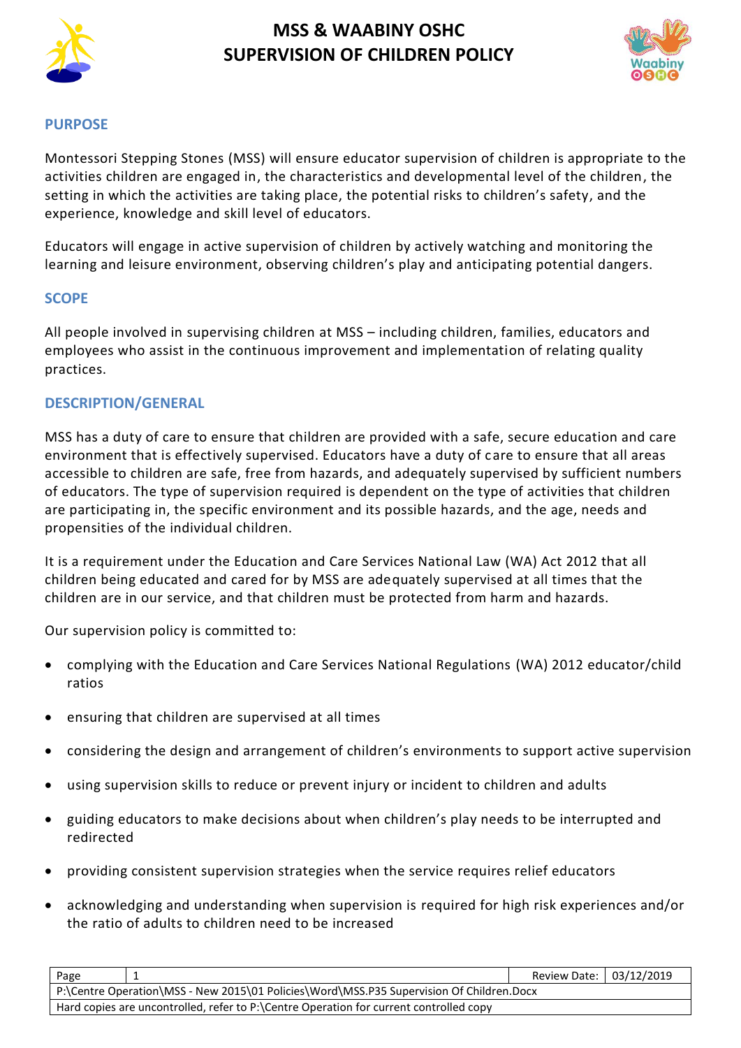# MSS & WAABINY OSHC
# SUPERVISION OF CHILDREN POLICY

## PURPOSE

Montessori Stepping Stones (MSS) will ensure educator supervision of children is appropriate to the activities children are engaged in, the characteristics and developmental level of the children, the setting in which the activities are taking place, the potential risks to children's safety, and the experience, knowledge and skill level of educators.

Educators will engage in active supervision of children by actively watching and monitoring the learning and leisure environment, observing children's play and anticipating potential dangers.

## SCOPE

All people involved in supervising children at MSS – including children, families, educators and employees who assist in the continuous improvement and implementation of relating quality practices.

## DESCRIPTION/GENERAL

MSS has a duty of care to ensure that children are provided with a safe, secure education and care environment that is effectively supervised. Educators have a duty of care to ensure that all areas accessible to children are safe, free from hazards, and adequately supervised by sufficient numbers of educators. The type of supervision required is dependent on the type of activities that children are participating in, the specific environment and its possible hazards, and the age, needs and propensities of the individual children.

It is a requirement under the Education and Care Services National Law (WA) Act 2012 that all children being educated and cared for by MSS are adequately supervised at all times that the children are in our service, and that children must be protected from harm and hazards.

Our supervision policy is committed to:

- complying with the Education and Care Services National Regulations (WA) 2012 educator/child ratios
- ensuring that children are supervised at all times
- considering the design and arrangement of children's environments to support active supervision
- using supervision skills to reduce or prevent injury or incident to children and adults
- guiding educators to make decisions about when children's play needs to be interrupted and redirected
- providing consistent supervision strategies when the service requires relief educators
- acknowledging and understanding when supervision is required for high risk experiences and/or the ratio of adults to children need to be increased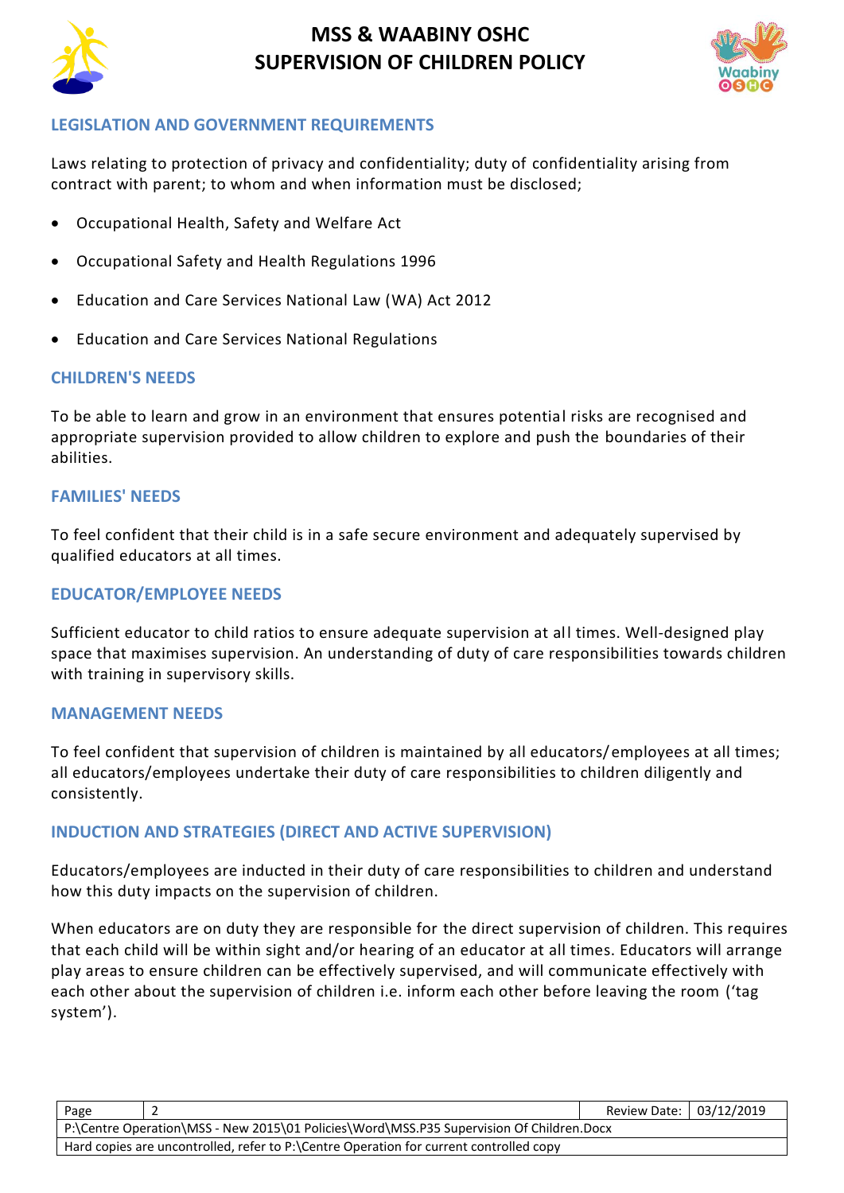## LEGISLATION AND GOVERNMENT REQUIREMENTS

Laws relating to protection of privacy and confidentiality; duty of confidentiality arising from contract with parent; to whom and when information must be disclosed;

- Occupational Health, Safety and Welfare Act
- Occupational Safety and Health Regulations 1996
- Education and Care Services National Law (WA) Act 2012
- Education and Care Services National Regulations

## CHILDREN'S NEEDS

To be able to learn and grow in an environment that ensures potential risks are recognised and appropriate supervision provided to allow children to explore and push the boundaries of their abilities.

## FAMILIES' NEEDS

To feel confident that their child is in a safe secure environment and adequately supervised by qualified educators at all times.

## EDUCATOR/EMPLOYEE NEEDS

Sufficient educator to child ratios to ensure adequate supervision at all times. Well-designed play space that maximises supervision. An understanding of duty of care responsibilities towards children with training in supervisory skills.

## MANAGEMENT NEEDS

To feel confident that supervision of children is maintained by all educators/employees at all times; all educators/employees undertake their duty of care responsibilities to children diligently and consistently.

## INDUCTION AND STRATEGIES (DIRECT AND ACTIVE SUPERVISION)

Educators/employees are inducted in their duty of care responsibilities to children and understand how this duty impacts on the supervision of children.

When educators are on duty they are responsible for the direct supervision of children. This requires that each child will be within sight and/or hearing of an educator at all times. Educators will arrange play areas to ensure children can be effectively supervised, and will communicate effectively with each other about the supervision of children i.e. inform each other before leaving the room ('tag system').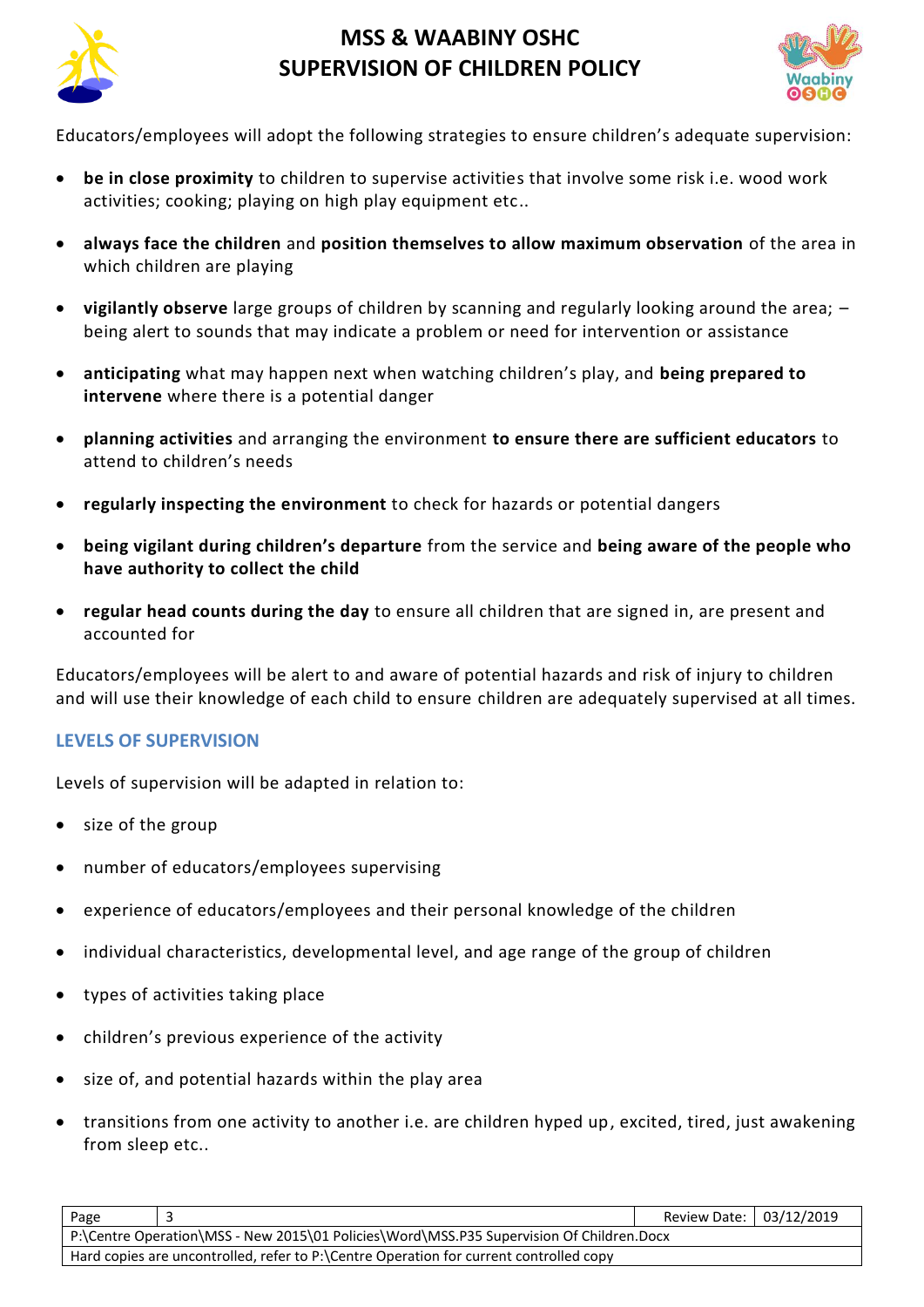Educators/employees will adopt the following strategies to ensure children's adequate supervision:

- **be in close proximity** to children to supervise activities that involve some risk i.e. wood work activities; cooking; playing on high play equipment etc..
- **always face the children** and **position themselves to allow maximum observation** of the area in which children are playing
- **vigilantly observe** large groups of children by scanning and regularly looking around the area; – being alert to sounds that may indicate a problem or need for intervention or assistance
- **anticipating** what may happen next when watching children's play, and **being prepared to intervene** where there is a potential danger
- **planning activities** and arranging the environment **to ensure there are sufficient educators** to attend to children's needs
- **regularly inspecting the environment** to check for hazards or potential dangers
- **being vigilant during children's departure** from the service and **being aware of the people who have authority to collect the child**
- **regular head counts during the day** to ensure all children that are signed in, are present and accounted for

Educators/employees will be alert to and aware of potential hazards and risk of injury to children and will use their knowledge of each child to ensure children are adequately supervised at all times.

## LEVELS OF SUPERVISION

Levels of supervision will be adapted in relation to:

- size of the group
- number of educators/employees supervising
- experience of educators/employees and their personal knowledge of the children
- individual characteristics, developmental level, and age range of the group of children
- types of activities taking place
- children's previous experience of the activity
- size of, and potential hazards within the play area
- transitions from one activity to another i.e. are children hyped up, excited, tired, just awakening from sleep etc..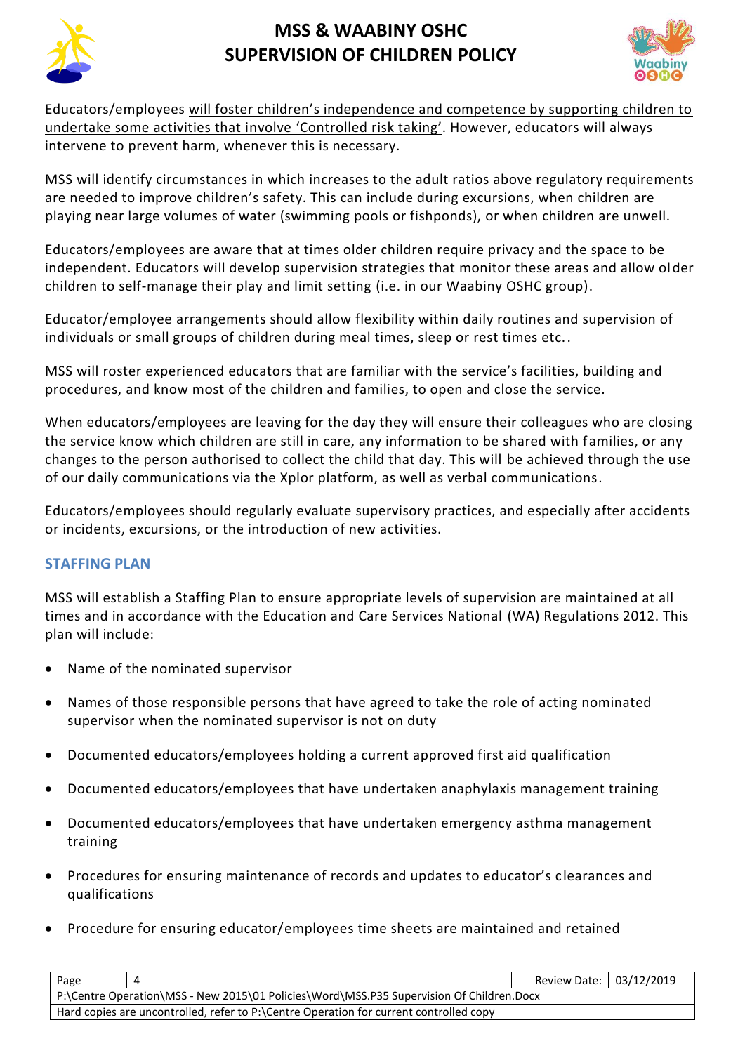Educators/employees <u>will foster children's independence and competence by supporting children to undertake some activities that involve 'Controlled risk taking'</u>. However, educators will always intervene to prevent harm, whenever this is necessary.

MSS will identify circumstances in which increases to the adult ratios above regulatory requirements are needed to improve children's safety. This can include during excursions, when children are playing near large volumes of water (swimming pools or fishponds), or when children are unwell.

Educators/employees are aware that at times older children require privacy and the space to be independent. Educators will develop supervision strategies that monitor these areas and allow older children to self-manage their play and limit setting (i.e. in our Waabiny OSHC group).

Educator/employee arrangements should allow flexibility within daily routines and supervision of individuals or small groups of children during meal times, sleep or rest times etc..

MSS will roster experienced educators that are familiar with the service's facilities, building and procedures, and know most of the children and families, to open and close the service.

When educators/employees are leaving for the day they will ensure their colleagues who are closing the service know which children are still in care, any information to be shared with families, or any changes to the person authorised to collect the child that day. This will be achieved through the use of our daily communications via the Xplor platform, as well as verbal communications.

Educators/employees should regularly evaluate supervisory practices, and especially after accidents or incidents, excursions, or the introduction of new activities.

## STAFFING PLAN

MSS will establish a Staffing Plan to ensure appropriate levels of supervision are maintained at all times and in accordance with the Education and Care Services National (WA) Regulations 2012. This plan will include:

- Name of the nominated supervisor
- Names of those responsible persons that have agreed to take the role of acting nominated supervisor when the nominated supervisor is not on duty
- Documented educators/employees holding a current approved first aid qualification
- Documented educators/employees that have undertaken anaphylaxis management training
- Documented educators/employees that have undertaken emergency asthma management training
- Procedures for ensuring maintenance of records and updates to educator's clearances and qualifications
- Procedure for ensuring educator/employees time sheets are maintained and retained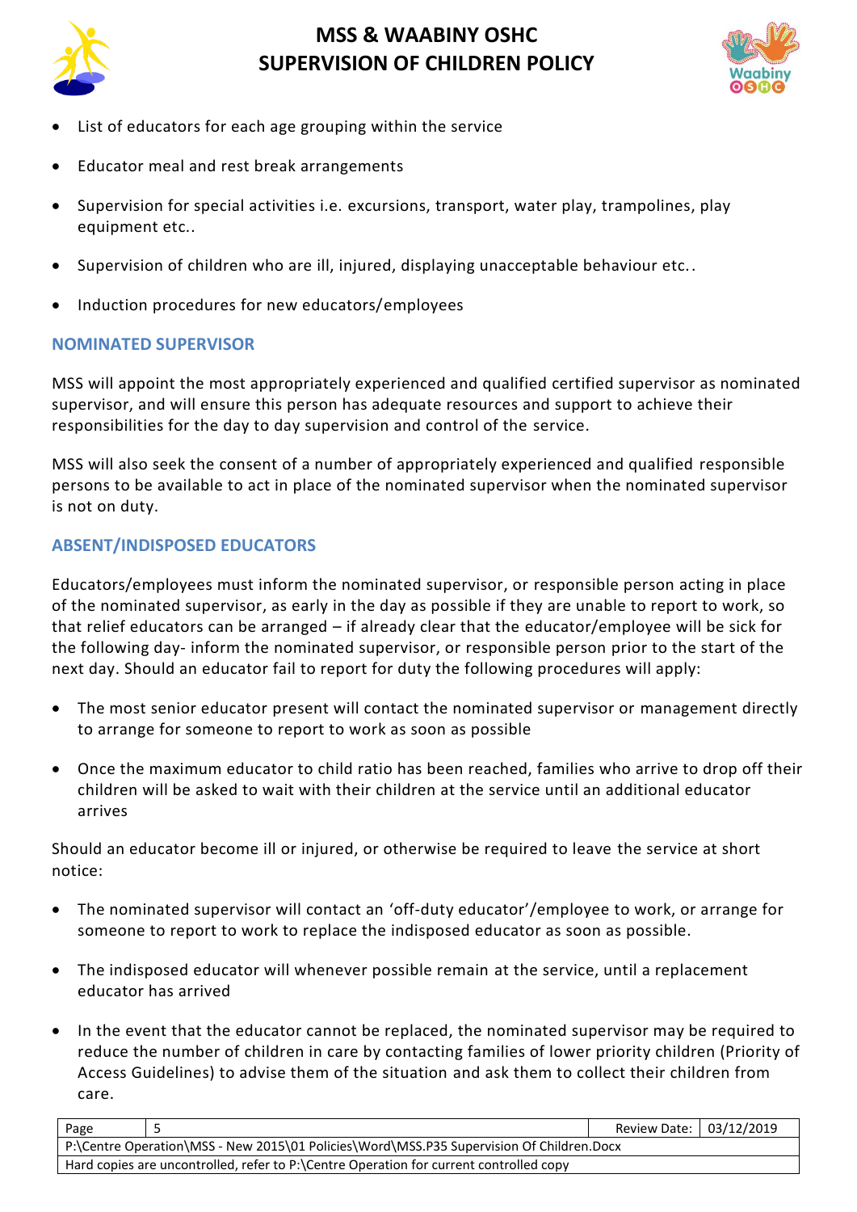- List of educators for each age grouping within the service
- Educator meal and rest break arrangements
- Supervision for special activities i.e. excursions, transport, water play, trampolines, play equipment etc..
- Supervision of children who are ill, injured, displaying unacceptable behaviour etc..
- Induction procedures for new educators/employees

## NOMINATED SUPERVISOR

MSS will appoint the most appropriately experienced and qualified certified supervisor as nominated supervisor, and will ensure this person has adequate resources and support to achieve their responsibilities for the day to day supervision and control of the service.

MSS will also seek the consent of a number of appropriately experienced and qualified responsible persons to be available to act in place of the nominated supervisor when the nominated supervisor is not on duty.

## ABSENT/INDISPOSED EDUCATORS

Educators/employees must inform the nominated supervisor, or responsible person acting in place of the nominated supervisor, as early in the day as possible if they are unable to report to work, so that relief educators can be arranged – if already clear that the educator/employee will be sick for the following day- inform the nominated supervisor, or responsible person prior to the start of the next day. Should an educator fail to report for duty the following procedures will apply:

- The most senior educator present will contact the nominated supervisor or management directly to arrange for someone to report to work as soon as possible
- Once the maximum educator to child ratio has been reached, families who arrive to drop off their children will be asked to wait with their children at the service until an additional educator arrives

Should an educator become ill or injured, or otherwise be required to leave the service at short notice:

- The nominated supervisor will contact an 'off-duty educator'/employee to work, or arrange for someone to report to work to replace the indisposed educator as soon as possible.
- The indisposed educator will whenever possible remain at the service, until a replacement educator has arrived
- In the event that the educator cannot be replaced, the nominated supervisor may be required to reduce the number of children in care by contacting families of lower priority children (Priority of Access Guidelines) to advise them of the situation and ask them to collect their children from care.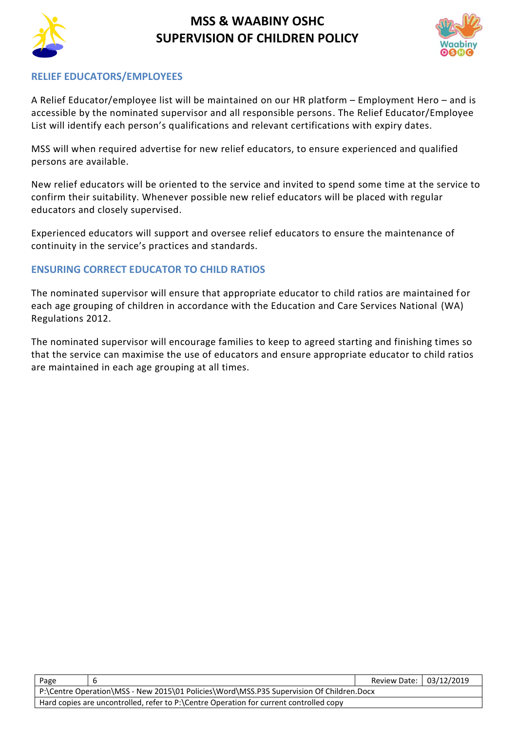## RELIEF EDUCATORS/EMPLOYEES

A Relief Educator/employee list will be maintained on our HR platform – Employment Hero – and is accessible by the nominated supervisor and all responsible persons. The Relief Educator/Employee List will identify each person's qualifications and relevant certifications with expiry dates.

MSS will when required advertise for new relief educators, to ensure experienced and qualified persons are available.

New relief educators will be oriented to the service and invited to spend some time at the service to confirm their suitability. Whenever possible new relief educators will be placed with regular educators and closely supervised.

Experienced educators will support and oversee relief educators to ensure the maintenance of continuity in the service's practices and standards.

## ENSURING CORRECT EDUCATOR TO CHILD RATIOS

The nominated supervisor will ensure that appropriate educator to child ratios are maintained for each age grouping of children in accordance with the Education and Care Services National (WA) Regulations 2012.

The nominated supervisor will encourage families to keep to agreed starting and finishing times so that the service can maximise the use of educators and ensure appropriate educator to child ratios are maintained in each age grouping at all times.